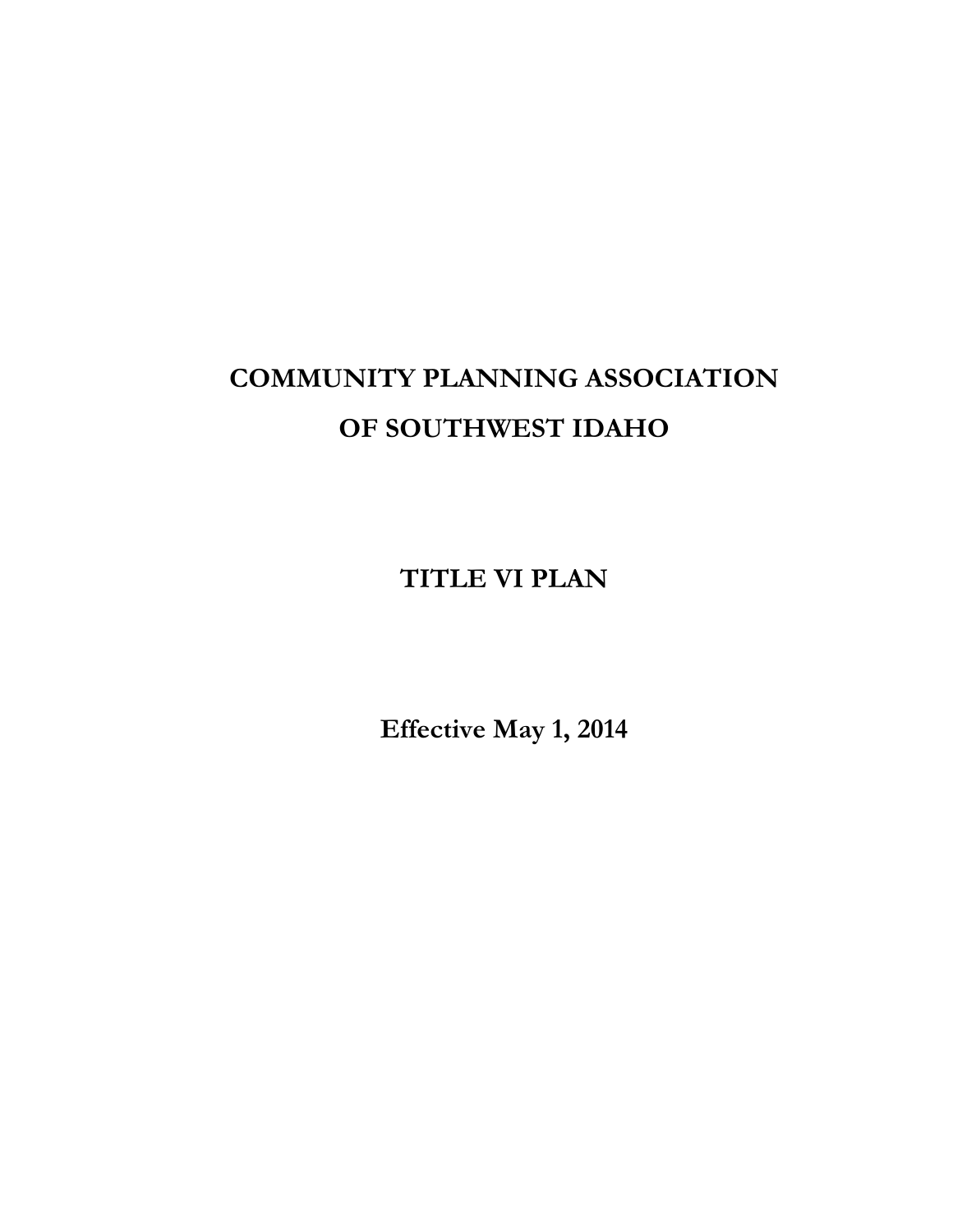# COMMUNITY PLANNING ASSOCIATION OF SOUTHWEST IDAHO

# TITLE VI PLAN

**Effective May 1, 2014**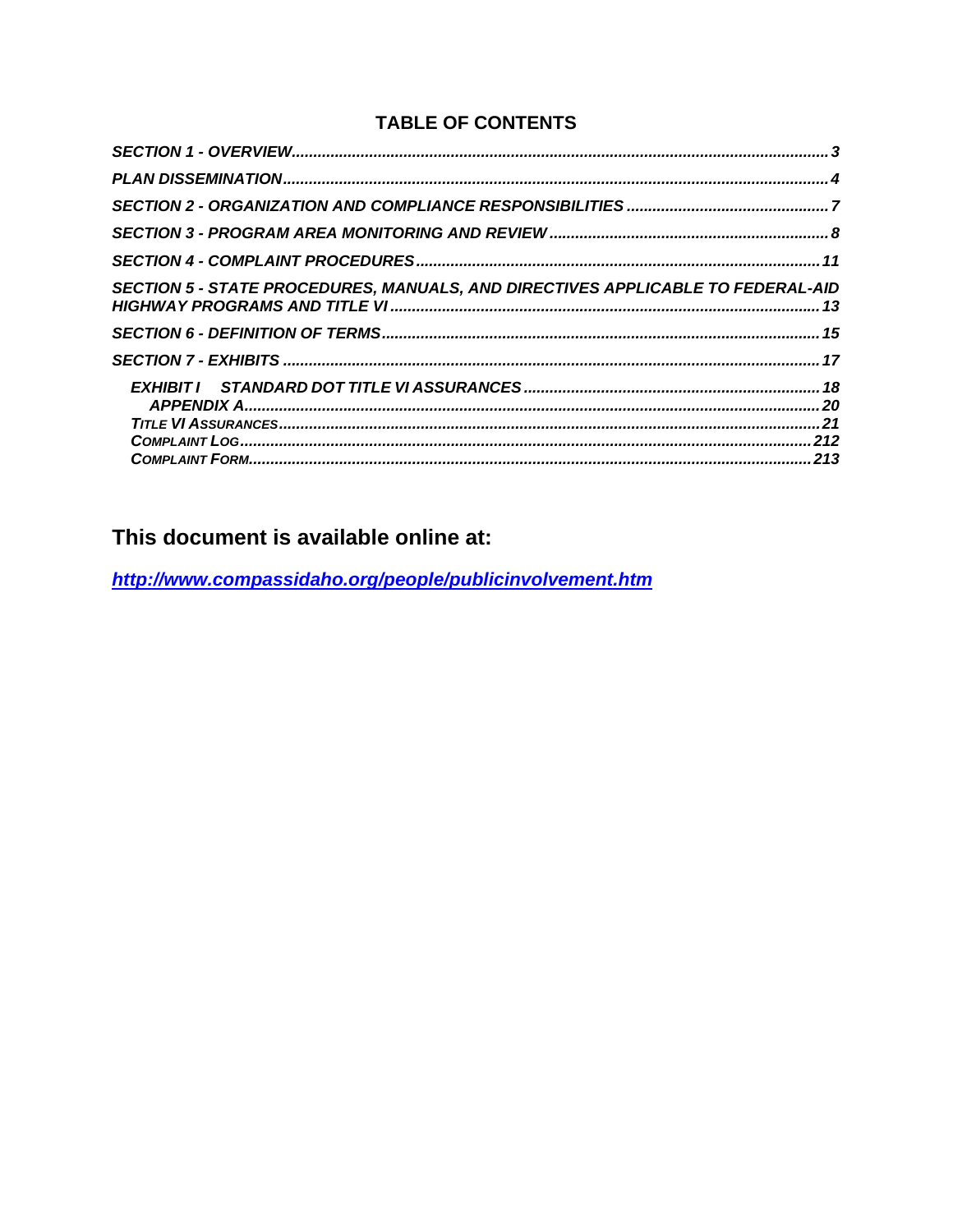## TABLE OF CONTENTS

*SECTION 1 - OVERVIEW* ........ 3

*PLAN DISSEMINATION* ........ 4

*SECTION 2 - ORGANIZATION AND COMPLIANCE RESPONSIBILITIES* ........ 7

*SECTION 3 - PROGRAM AREA MONITORING AND REVIEW* ........ 8

*SECTION 4 - COMPLAINT PROCEDURES* ........ 11

*SECTION 5 - STATE PROCEDURES, MANUALS, AND DIRECTIVES APPLICABLE TO FEDERAL-AID HIGHWAY PROGRAMS AND TITLE VI* ........ 13

*SECTION 6 - DEFINITION OF TERMS* ........ 15

*SECTION 7 - EXHIBITS* ........ 17

- *EXHIBIT I STANDARD DOT TITLE VI ASSURANCES* ........ 18
  - *APPENDIX A* ........ 20
- *TITLE VI ASSURANCES* ........ 21
- *COMPLAINT LOG* ........ 212
- *COMPLAINT FORM* ........ 213

## This document is available online at:

***http://www.compassidaho.org/people/publicinvolvement.htm***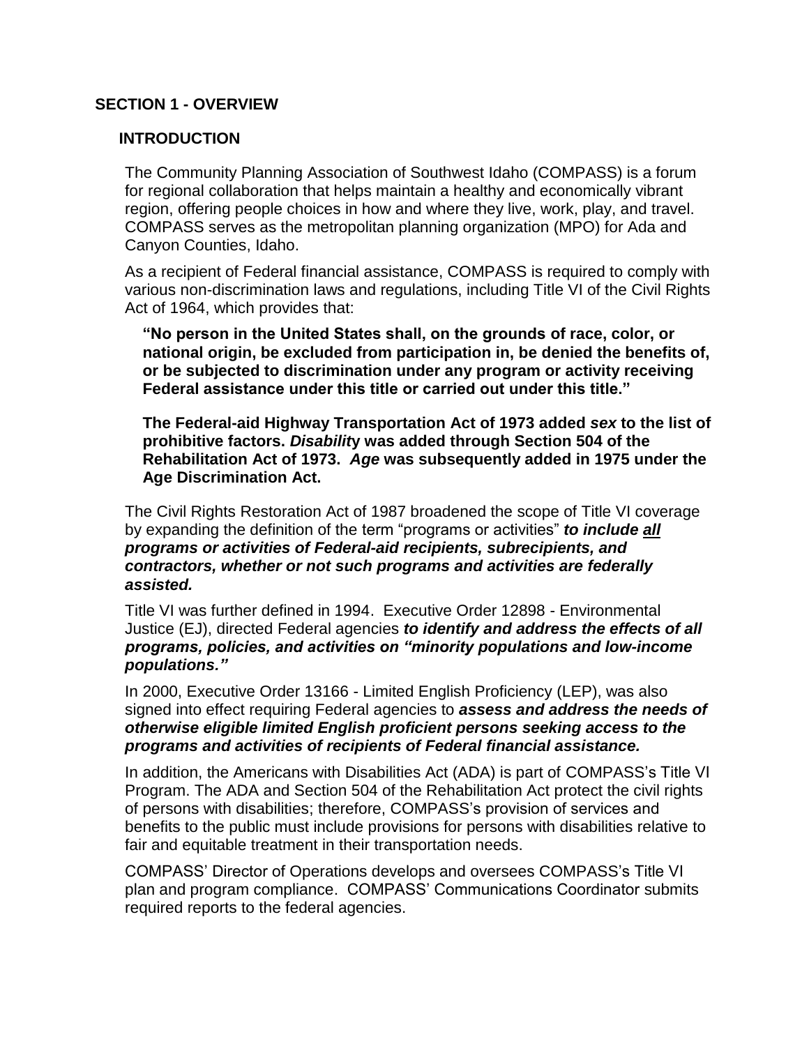# SECTION 1 - OVERVIEW

## INTRODUCTION

The Community Planning Association of Southwest Idaho (COMPASS) is a forum for regional collaboration that helps maintain a healthy and economically vibrant region, offering people choices in how and where they live, work, play, and travel. COMPASS serves as the metropolitan planning organization (MPO) for Ada and Canyon Counties, Idaho.

As a recipient of Federal financial assistance, COMPASS is required to comply with various non-discrimination laws and regulations, including Title VI of the Civil Rights Act of 1964, which provides that:

> **"No person in the United States shall, on the grounds of race, color, or national origin, be excluded from participation in, be denied the benefits of, or be subjected to discrimination under any program or activity receiving Federal assistance under this title or carried out under this title."**
>
> **The Federal-aid Highway Transportation Act of 1973 added *sex* to the list of prohibitive factors. *Disabilit*y was added through Section 504 of the Rehabilitation Act of 1973. *Age* was subsequently added in 1975 under the Age Discrimination Act.**

The Civil Rights Restoration Act of 1987 broadened the scope of Title VI coverage by expanding the definition of the term "programs or activities" ***to include <u>all</u> programs or activities of Federal-aid recipients, subrecipients, and contractors, whether or not such programs and activities are federally assisted.***

Title VI was further defined in 1994. Executive Order 12898 - Environmental Justice (EJ), directed Federal agencies ***to identify and address the effects of all programs, policies, and activities on "minority populations and low-income populations."***

In 2000, Executive Order 13166 - Limited English Proficiency (LEP), was also signed into effect requiring Federal agencies to ***assess and address the needs of otherwise eligible limited English proficient persons seeking access to the programs and activities of recipients of Federal financial assistance.***

In addition, the Americans with Disabilities Act (ADA) is part of COMPASS's Title VI Program. The ADA and Section 504 of the Rehabilitation Act protect the civil rights of persons with disabilities; therefore, COMPASS's provision of services and benefits to the public must include provisions for persons with disabilities relative to fair and equitable treatment in their transportation needs.

COMPASS' Director of Operations develops and oversees COMPASS's Title VI plan and program compliance. COMPASS' Communications Coordinator submits required reports to the federal agencies.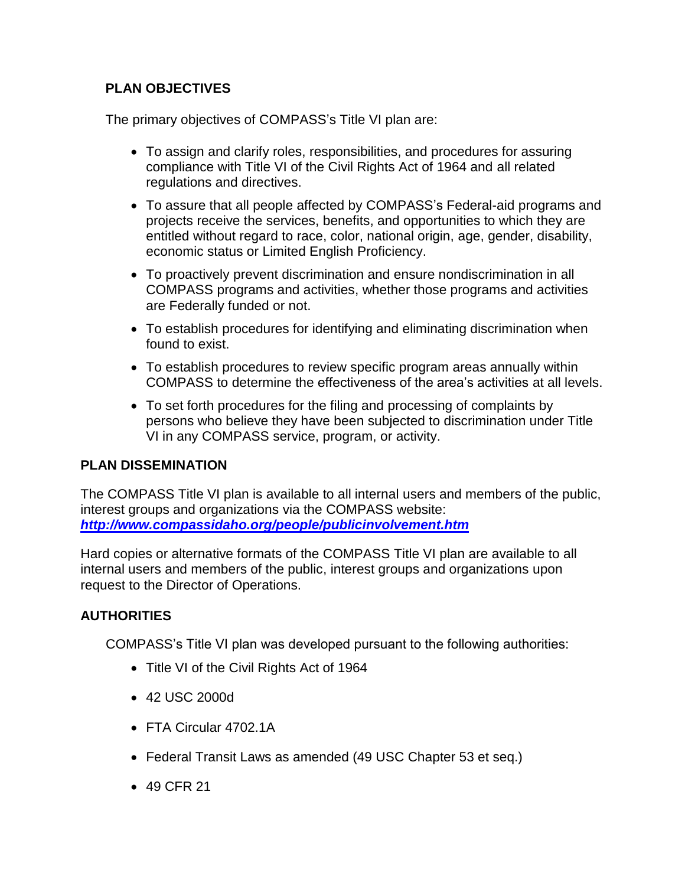## PLAN OBJECTIVES

The primary objectives of COMPASS's Title VI plan are:

- To assign and clarify roles, responsibilities, and procedures for assuring compliance with Title VI of the Civil Rights Act of 1964 and all related regulations and directives.
- To assure that all people affected by COMPASS's Federal-aid programs and projects receive the services, benefits, and opportunities to which they are entitled without regard to race, color, national origin, age, gender, disability, economic status or Limited English Proficiency.
- To proactively prevent discrimination and ensure nondiscrimination in all COMPASS programs and activities, whether those programs and activities are Federally funded or not.
- To establish procedures for identifying and eliminating discrimination when found to exist.
- To establish procedures to review specific program areas annually within COMPASS to determine the effectiveness of the area's activities at all levels.
- To set forth procedures for the filing and processing of complaints by persons who believe they have been subjected to discrimination under Title VI in any COMPASS service, program, or activity.

## PLAN DISSEMINATION

The COMPASS Title VI plan is available to all internal users and members of the public, interest groups and organizations via the COMPASS website: ***http://www.compassidaho.org/people/publicinvolvement.htm***

Hard copies or alternative formats of the COMPASS Title VI plan are available to all internal users and members of the public, interest groups and organizations upon request to the Director of Operations.

## AUTHORITIES

COMPASS's Title VI plan was developed pursuant to the following authorities:

- Title VI of the Civil Rights Act of 1964
- 42 USC 2000d
- FTA Circular 4702.1A
- Federal Transit Laws as amended (49 USC Chapter 53 et seq.)
- 49 CFR 21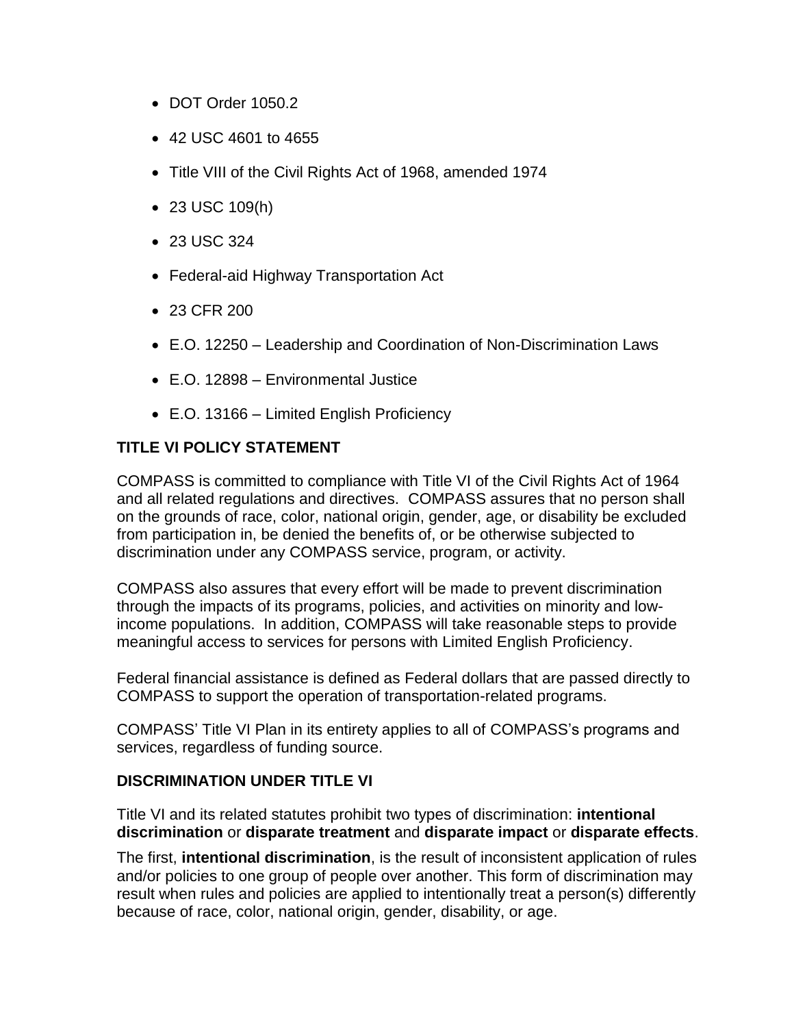- DOT Order 1050.2
- 42 USC 4601 to 4655
- Title VIII of the Civil Rights Act of 1968, amended 1974
- 23 USC 109(h)
- 23 USC 324
- Federal-aid Highway Transportation Act
- 23 CFR 200
- E.O. 12250 – Leadership and Coordination of Non-Discrimination Laws
- E.O. 12898 – Environmental Justice
- E.O. 13166 – Limited English Proficiency

## TITLE VI POLICY STATEMENT

COMPASS is committed to compliance with Title VI of the Civil Rights Act of 1964 and all related regulations and directives. COMPASS assures that no person shall on the grounds of race, color, national origin, gender, age, or disability be excluded from participation in, be denied the benefits of, or be otherwise subjected to discrimination under any COMPASS service, program, or activity.

COMPASS also assures that every effort will be made to prevent discrimination through the impacts of its programs, policies, and activities on minority and low-income populations. In addition, COMPASS will take reasonable steps to provide meaningful access to services for persons with Limited English Proficiency.

Federal financial assistance is defined as Federal dollars that are passed directly to COMPASS to support the operation of transportation-related programs.

COMPASS' Title VI Plan in its entirety applies to all of COMPASS's programs and services, regardless of funding source.

## DISCRIMINATION UNDER TITLE VI

Title VI and its related statutes prohibit two types of discrimination: **intentional discrimination** or **disparate treatment** and **disparate impact** or **disparate effects**.

The first, **intentional discrimination**, is the result of inconsistent application of rules and/or policies to one group of people over another. This form of discrimination may result when rules and policies are applied to intentionally treat a person(s) differently because of race, color, national origin, gender, disability, or age.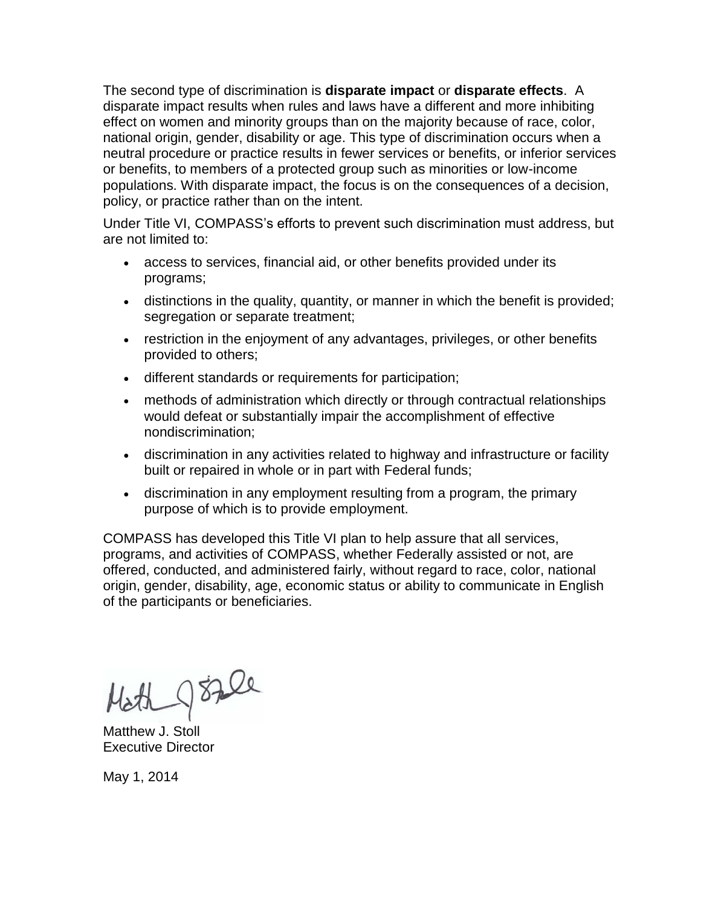The second type of discrimination is **disparate impact** or **disparate effects**. A disparate impact results when rules and laws have a different and more inhibiting effect on women and minority groups than on the majority because of race, color, national origin, gender, disability or age. This type of discrimination occurs when a neutral procedure or practice results in fewer services or benefits, or inferior services or benefits, to members of a protected group such as minorities or low-income populations. With disparate impact, the focus is on the consequences of a decision, policy, or practice rather than on the intent.

Under Title VI, COMPASS's efforts to prevent such discrimination must address, but are not limited to:

- access to services, financial aid, or other benefits provided under its programs;
- distinctions in the quality, quantity, or manner in which the benefit is provided; segregation or separate treatment;
- restriction in the enjoyment of any advantages, privileges, or other benefits provided to others;
- different standards or requirements for participation;
- methods of administration which directly or through contractual relationships would defeat or substantially impair the accomplishment of effective nondiscrimination;
- discrimination in any activities related to highway and infrastructure or facility built or repaired in whole or in part with Federal funds;
- discrimination in any employment resulting from a program, the primary purpose of which is to provide employment.

COMPASS has developed this Title VI plan to help assure that all services, programs, and activities of COMPASS, whether Federally assisted or not, are offered, conducted, and administered fairly, without regard to race, color, national origin, gender, disability, age, economic status or ability to communicate in English of the participants or beneficiaries.

Matthew J. Stoll
Executive Director

May 1, 2014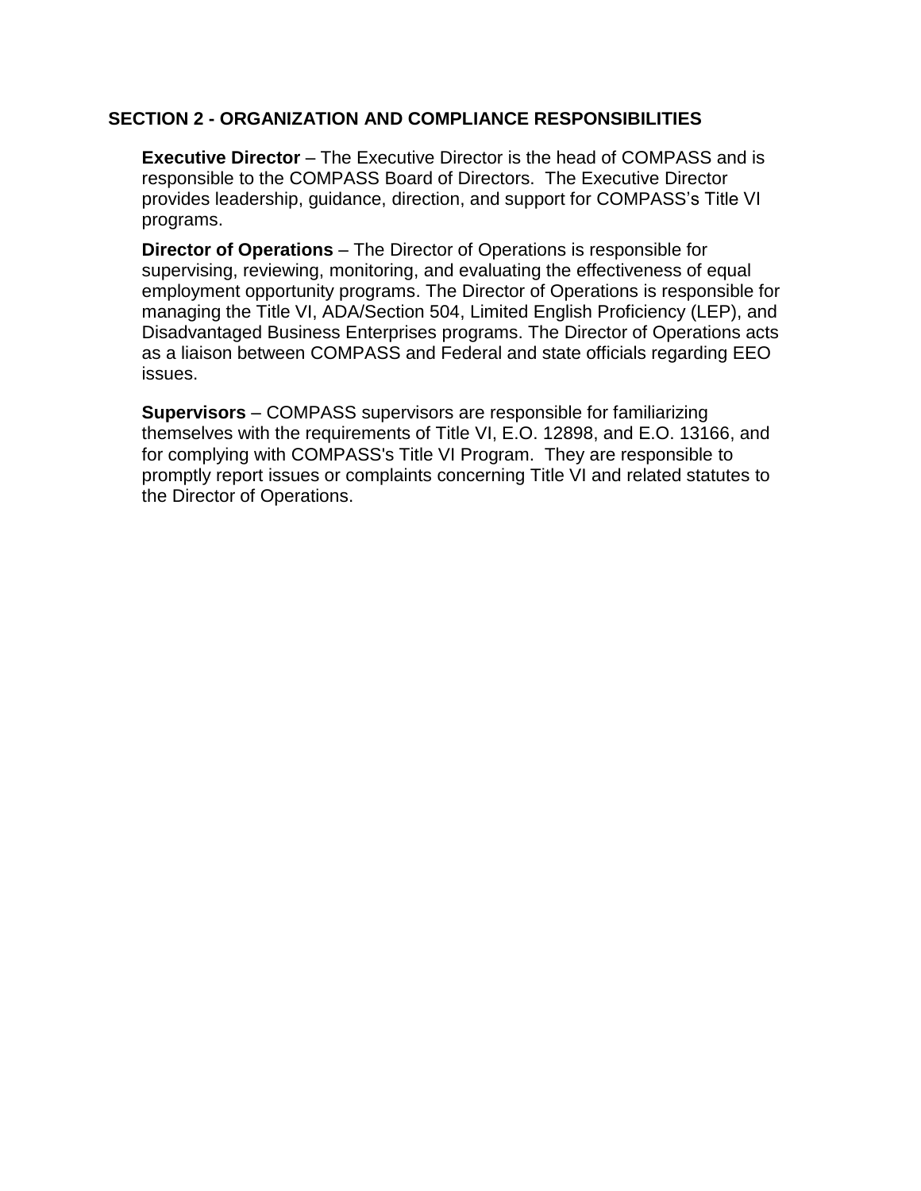## SECTION 2 - ORGANIZATION AND COMPLIANCE RESPONSIBILITIES

**Executive Director** – The Executive Director is the head of COMPASS and is responsible to the COMPASS Board of Directors. The Executive Director provides leadership, guidance, direction, and support for COMPASS's Title VI programs.

**Director of Operations** – The Director of Operations is responsible for supervising, reviewing, monitoring, and evaluating the effectiveness of equal employment opportunity programs. The Director of Operations is responsible for managing the Title VI, ADA/Section 504, Limited English Proficiency (LEP), and Disadvantaged Business Enterprises programs. The Director of Operations acts as a liaison between COMPASS and Federal and state officials regarding EEO issues.

**Supervisors** – COMPASS supervisors are responsible for familiarizing themselves with the requirements of Title VI, E.O. 12898, and E.O. 13166, and for complying with COMPASS's Title VI Program. They are responsible to promptly report issues or complaints concerning Title VI and related statutes to the Director of Operations.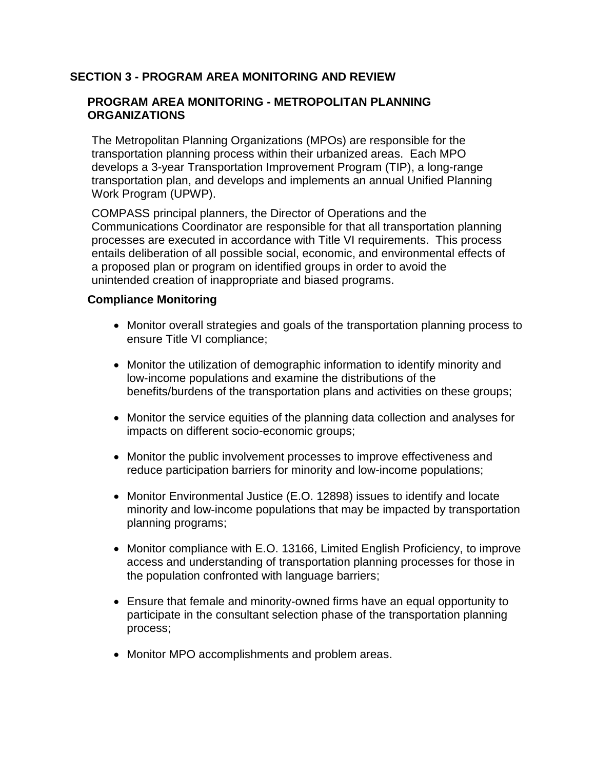# SECTION 3 - PROGRAM AREA MONITORING AND REVIEW

## PROGRAM AREA MONITORING - METROPOLITAN PLANNING ORGANIZATIONS

The Metropolitan Planning Organizations (MPOs) are responsible for the transportation planning process within their urbanized areas. Each MPO develops a 3-year Transportation Improvement Program (TIP), a long-range transportation plan, and develops and implements an annual Unified Planning Work Program (UPWP).

COMPASS principal planners, the Director of Operations and the Communications Coordinator are responsible for that all transportation planning processes are executed in accordance with Title VI requirements. This process entails deliberation of all possible social, economic, and environmental effects of a proposed plan or program on identified groups in order to avoid the unintended creation of inappropriate and biased programs.

### Compliance Monitoring

- Monitor overall strategies and goals of the transportation planning process to ensure Title VI compliance;
- Monitor the utilization of demographic information to identify minority and low-income populations and examine the distributions of the benefits/burdens of the transportation plans and activities on these groups;
- Monitor the service equities of the planning data collection and analyses for impacts on different socio-economic groups;
- Monitor the public involvement processes to improve effectiveness and reduce participation barriers for minority and low-income populations;
- Monitor Environmental Justice (E.O. 12898) issues to identify and locate minority and low-income populations that may be impacted by transportation planning programs;
- Monitor compliance with E.O. 13166, Limited English Proficiency, to improve access and understanding of transportation planning processes for those in the population confronted with language barriers;
- Ensure that female and minority-owned firms have an equal opportunity to participate in the consultant selection phase of the transportation planning process;
- Monitor MPO accomplishments and problem areas.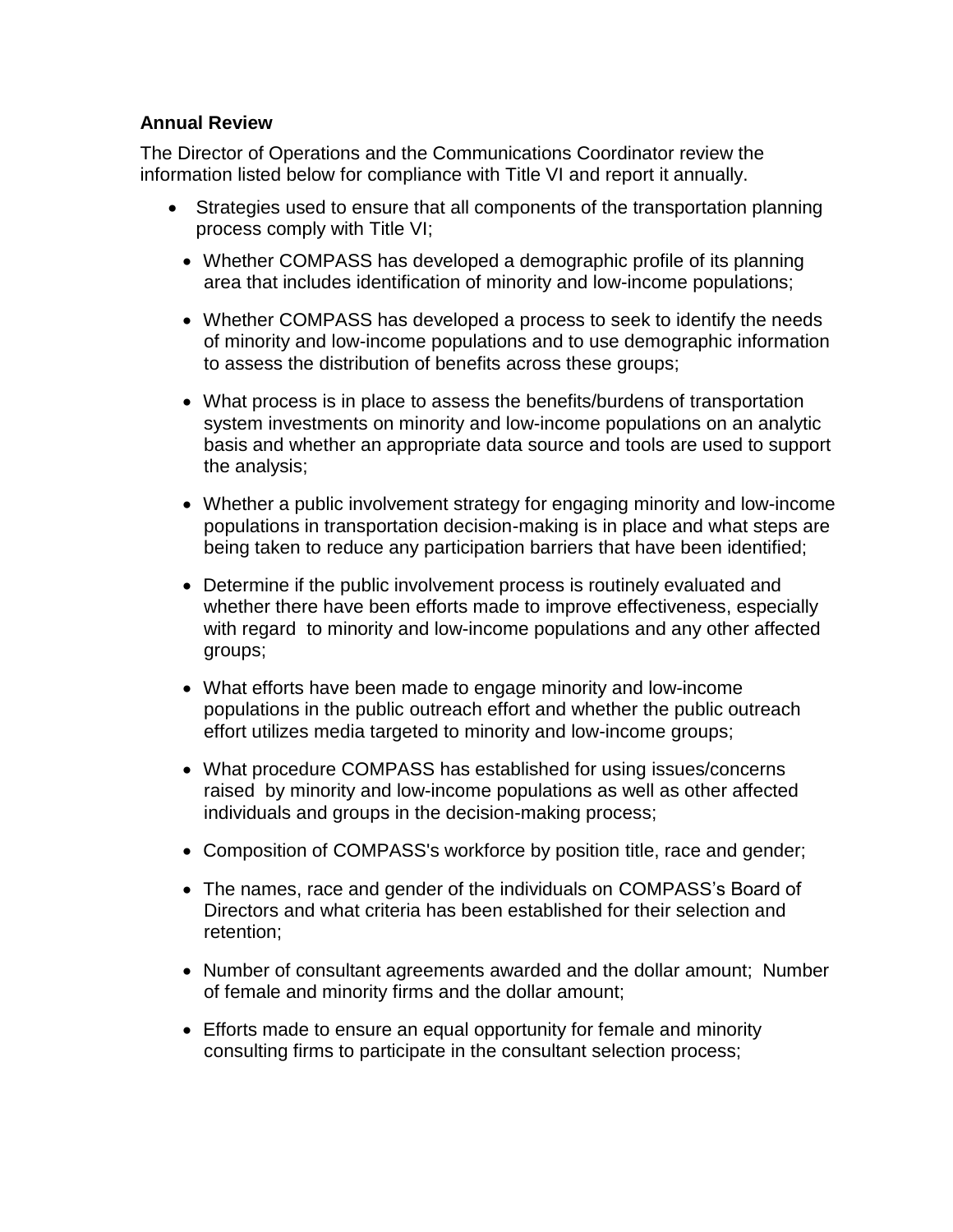**Annual Review**

The Director of Operations and the Communications Coordinator review the information listed below for compliance with Title VI and report it annually.

- Strategies used to ensure that all components of the transportation planning process comply with Title VI;
- Whether COMPASS has developed a demographic profile of its planning area that includes identification of minority and low-income populations;
- Whether COMPASS has developed a process to seek to identify the needs of minority and low-income populations and to use demographic information to assess the distribution of benefits across these groups;
- What process is in place to assess the benefits/burdens of transportation system investments on minority and low-income populations on an analytic basis and whether an appropriate data source and tools are used to support the analysis;
- Whether a public involvement strategy for engaging minority and low-income populations in transportation decision-making is in place and what steps are being taken to reduce any participation barriers that have been identified;
- Determine if the public involvement process is routinely evaluated and whether there have been efforts made to improve effectiveness, especially with regard to minority and low-income populations and any other affected groups;
- What efforts have been made to engage minority and low-income populations in the public outreach effort and whether the public outreach effort utilizes media targeted to minority and low-income groups;
- What procedure COMPASS has established for using issues/concerns raised by minority and low-income populations as well as other affected individuals and groups in the decision-making process;
- Composition of COMPASS's workforce by position title, race and gender;
- The names, race and gender of the individuals on COMPASS's Board of Directors and what criteria has been established for their selection and retention;
- Number of consultant agreements awarded and the dollar amount; Number of female and minority firms and the dollar amount;
- Efforts made to ensure an equal opportunity for female and minority consulting firms to participate in the consultant selection process;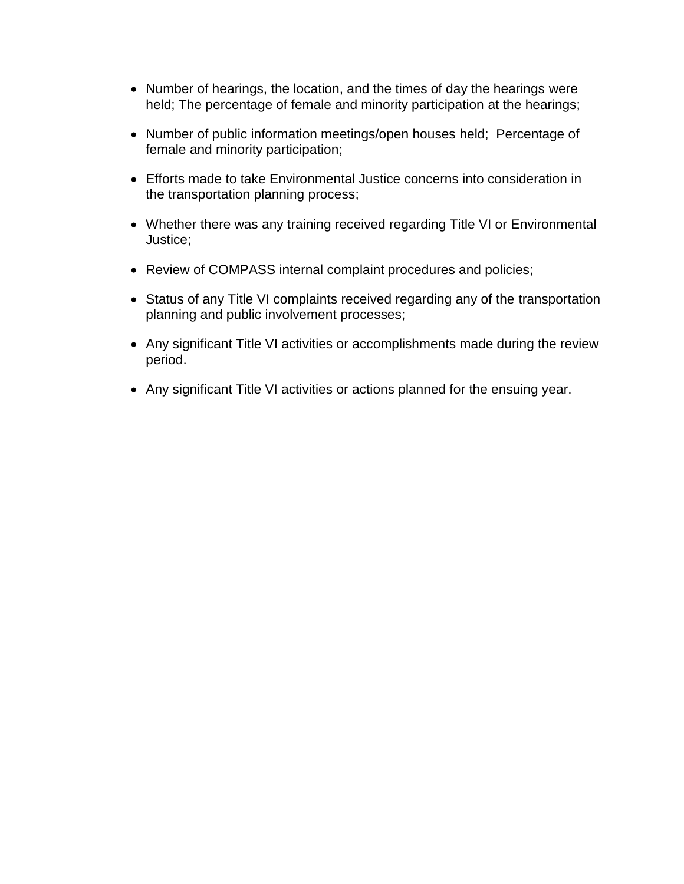- Number of hearings, the location, and the times of day the hearings were held; The percentage of female and minority participation at the hearings;
- Number of public information meetings/open houses held; Percentage of female and minority participation;
- Efforts made to take Environmental Justice concerns into consideration in the transportation planning process;
- Whether there was any training received regarding Title VI or Environmental Justice;
- Review of COMPASS internal complaint procedures and policies;
- Status of any Title VI complaints received regarding any of the transportation planning and public involvement processes;
- Any significant Title VI activities or accomplishments made during the review period.
- Any significant Title VI activities or actions planned for the ensuing year.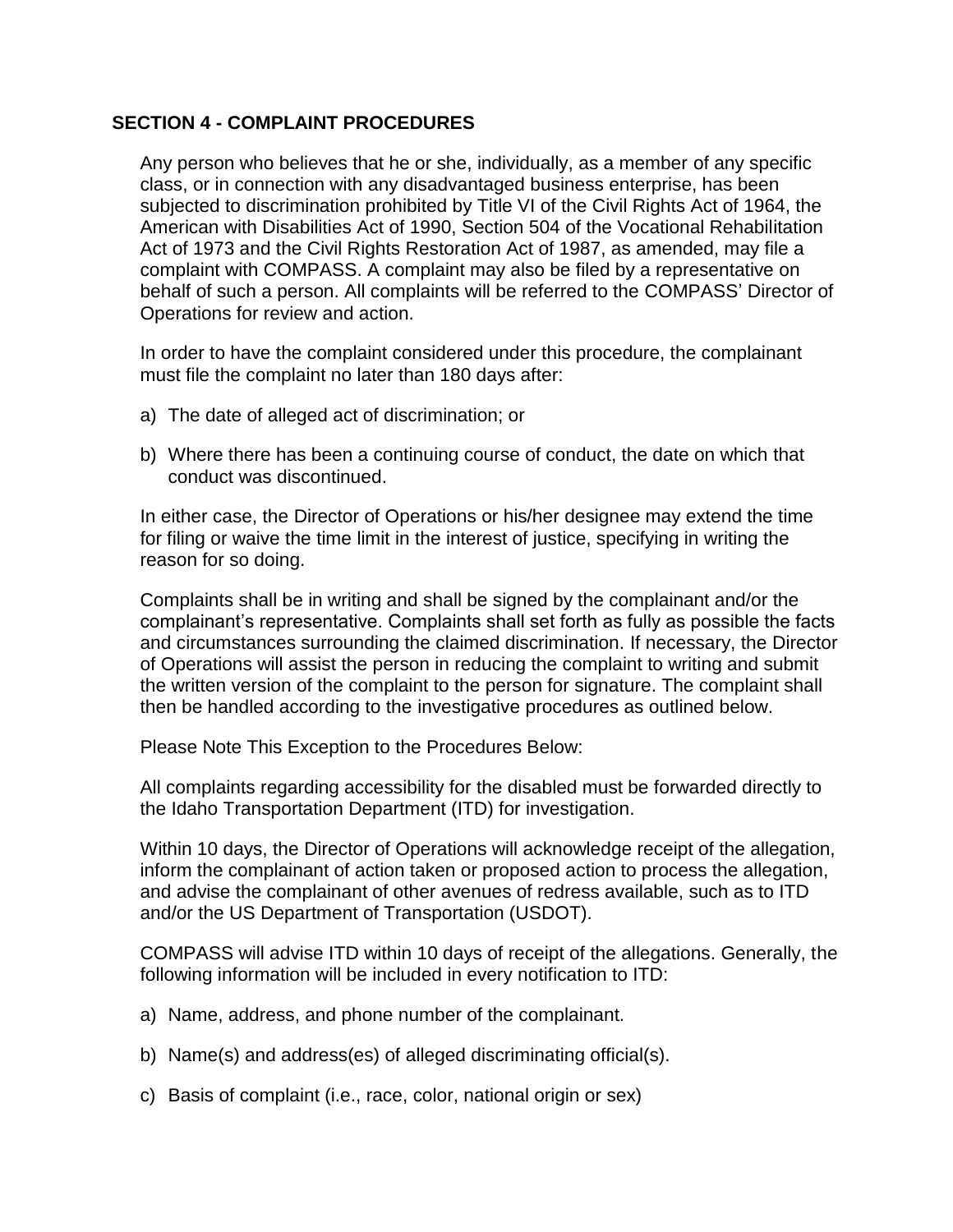## SECTION 4 - COMPLAINT PROCEDURES

Any person who believes that he or she, individually, as a member of any specific class, or in connection with any disadvantaged business enterprise, has been subjected to discrimination prohibited by Title VI of the Civil Rights Act of 1964, the American with Disabilities Act of 1990, Section 504 of the Vocational Rehabilitation Act of 1973 and the Civil Rights Restoration Act of 1987, as amended, may file a complaint with COMPASS. A complaint may also be filed by a representative on behalf of such a person. All complaints will be referred to the COMPASS' Director of Operations for review and action.

In order to have the complaint considered under this procedure, the complainant must file the complaint no later than 180 days after:

a) The date of alleged act of discrimination; or

b) Where there has been a continuing course of conduct, the date on which that conduct was discontinued.

In either case, the Director of Operations or his/her designee may extend the time for filing or waive the time limit in the interest of justice, specifying in writing the reason for so doing.

Complaints shall be in writing and shall be signed by the complainant and/or the complainant's representative. Complaints shall set forth as fully as possible the facts and circumstances surrounding the claimed discrimination. If necessary, the Director of Operations will assist the person in reducing the complaint to writing and submit the written version of the complaint to the person for signature. The complaint shall then be handled according to the investigative procedures as outlined below.

Please Note This Exception to the Procedures Below:

All complaints regarding accessibility for the disabled must be forwarded directly to the Idaho Transportation Department (ITD) for investigation.

Within 10 days, the Director of Operations will acknowledge receipt of the allegation, inform the complainant of action taken or proposed action to process the allegation, and advise the complainant of other avenues of redress available, such as to ITD and/or the US Department of Transportation (USDOT).

COMPASS will advise ITD within 10 days of receipt of the allegations. Generally, the following information will be included in every notification to ITD:

a) Name, address, and phone number of the complainant.

b) Name(s) and address(es) of alleged discriminating official(s).

c) Basis of complaint (i.e., race, color, national origin or sex)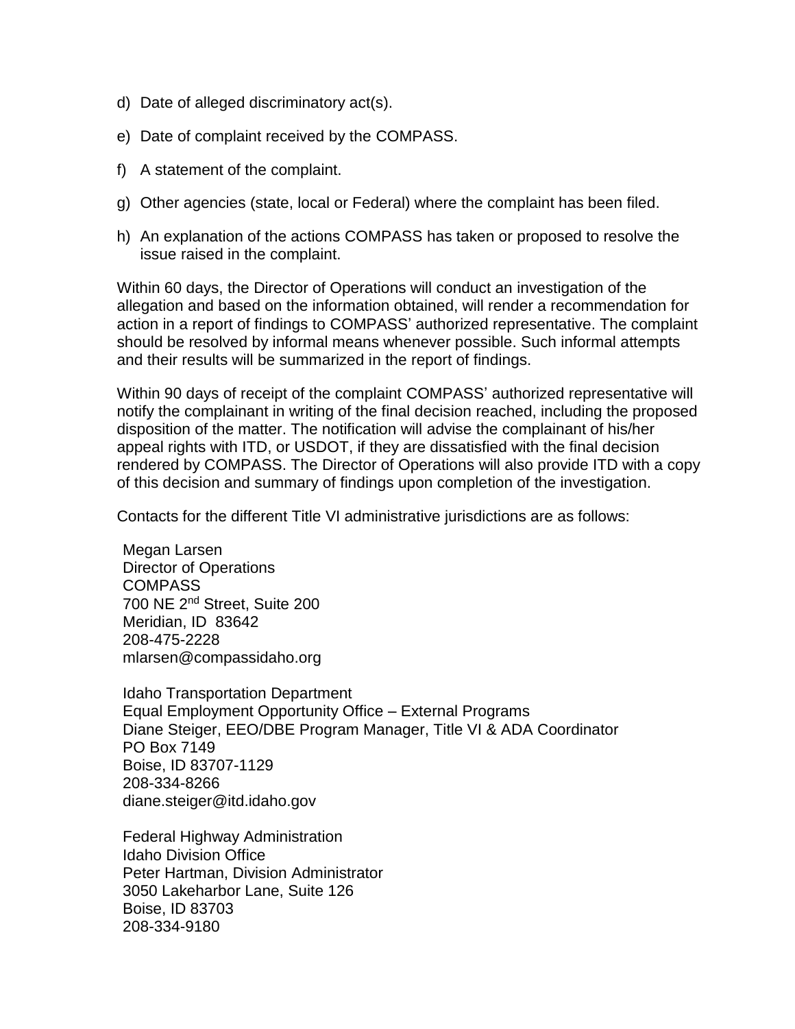d) Date of alleged discriminatory act(s).

e) Date of complaint received by the COMPASS.

f) A statement of the complaint.

g) Other agencies (state, local or Federal) where the complaint has been filed.

h) An explanation of the actions COMPASS has taken or proposed to resolve the issue raised in the complaint.

Within 60 days, the Director of Operations will conduct an investigation of the allegation and based on the information obtained, will render a recommendation for action in a report of findings to COMPASS' authorized representative. The complaint should be resolved by informal means whenever possible. Such informal attempts and their results will be summarized in the report of findings.

Within 90 days of receipt of the complaint COMPASS' authorized representative will notify the complainant in writing of the final decision reached, including the proposed disposition of the matter. The notification will advise the complainant of his/her appeal rights with ITD, or USDOT, if they are dissatisfied with the final decision rendered by COMPASS. The Director of Operations will also provide ITD with a copy of this decision and summary of findings upon completion of the investigation.

Contacts for the different Title VI administrative jurisdictions are as follows:

Megan Larsen  
Director of Operations  
COMPASS  
700 NE 2nd Street, Suite 200  
Meridian, ID 83642  
208-475-2228  
mlarsen@compassidaho.org

Idaho Transportation Department  
Equal Employment Opportunity Office – External Programs  
Diane Steiger, EEO/DBE Program Manager, Title VI & ADA Coordinator  
PO Box 7149  
Boise, ID 83707-1129  
208-334-8266  
diane.steiger@itd.idaho.gov

Federal Highway Administration  
Idaho Division Office  
Peter Hartman, Division Administrator  
3050 Lakeharbor Lane, Suite 126  
Boise, ID 83703  
208-334-9180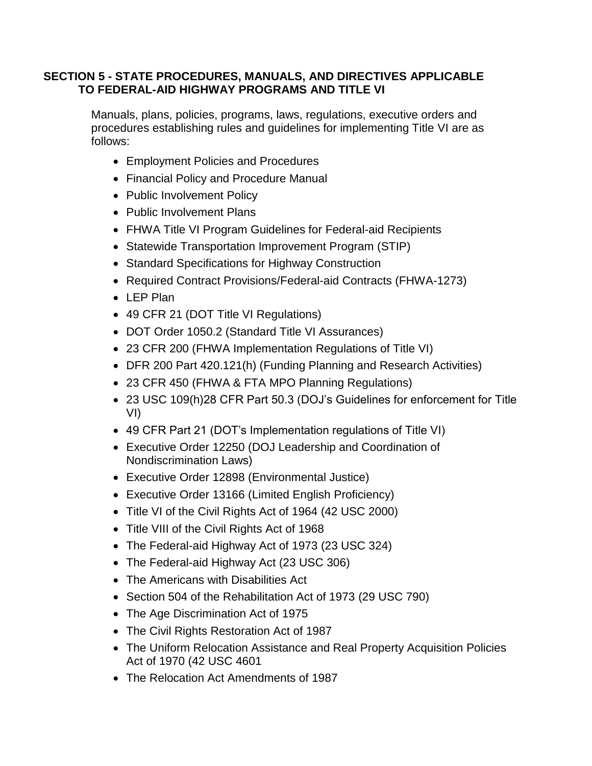## SECTION 5 - STATE PROCEDURES, MANUALS, AND DIRECTIVES APPLICABLE TO FEDERAL-AID HIGHWAY PROGRAMS AND TITLE VI

Manuals, plans, policies, programs, laws, regulations, executive orders and procedures establishing rules and guidelines for implementing Title VI are as follows:

- Employment Policies and Procedures
- Financial Policy and Procedure Manual
- Public Involvement Policy
- Public Involvement Plans
- FHWA Title VI Program Guidelines for Federal-aid Recipients
- Statewide Transportation Improvement Program (STIP)
- Standard Specifications for Highway Construction
- Required Contract Provisions/Federal-aid Contracts (FHWA-1273)
- LEP Plan
- 49 CFR 21 (DOT Title VI Regulations)
- DOT Order 1050.2 (Standard Title VI Assurances)
- 23 CFR 200 (FHWA Implementation Regulations of Title VI)
- DFR 200 Part 420.121(h) (Funding Planning and Research Activities)
- 23 CFR 450 (FHWA & FTA MPO Planning Regulations)
- 23 USC 109(h)28 CFR Part 50.3 (DOJ's Guidelines for enforcement for Title VI)
- 49 CFR Part 21 (DOT's Implementation regulations of Title VI)
- Executive Order 12250 (DOJ Leadership and Coordination of Nondiscrimination Laws)
- Executive Order 12898 (Environmental Justice)
- Executive Order 13166 (Limited English Proficiency)
- Title VI of the Civil Rights Act of 1964 (42 USC 2000)
- Title VIII of the Civil Rights Act of 1968
- The Federal-aid Highway Act of 1973 (23 USC 324)
- The Federal-aid Highway Act (23 USC 306)
- The Americans with Disabilities Act
- Section 504 of the Rehabilitation Act of 1973 (29 USC 790)
- The Age Discrimination Act of 1975
- The Civil Rights Restoration Act of 1987
- The Uniform Relocation Assistance and Real Property Acquisition Policies Act of 1970 (42 USC 4601
- The Relocation Act Amendments of 1987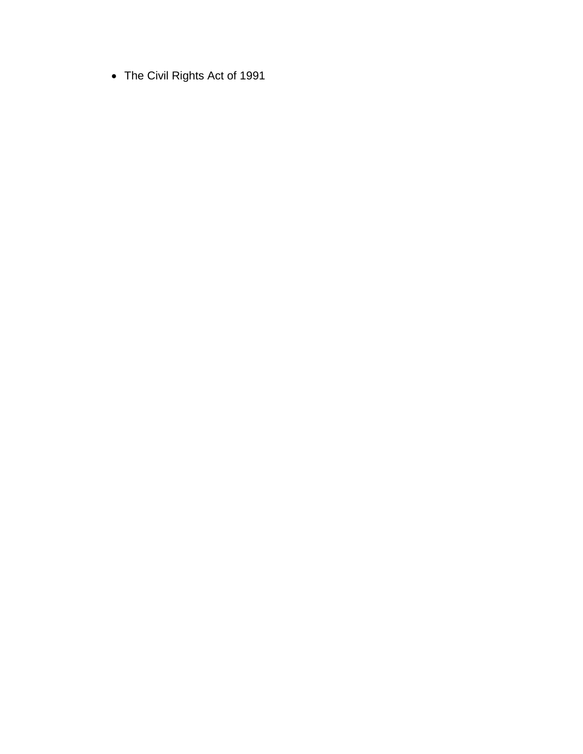- The Civil Rights Act of 1991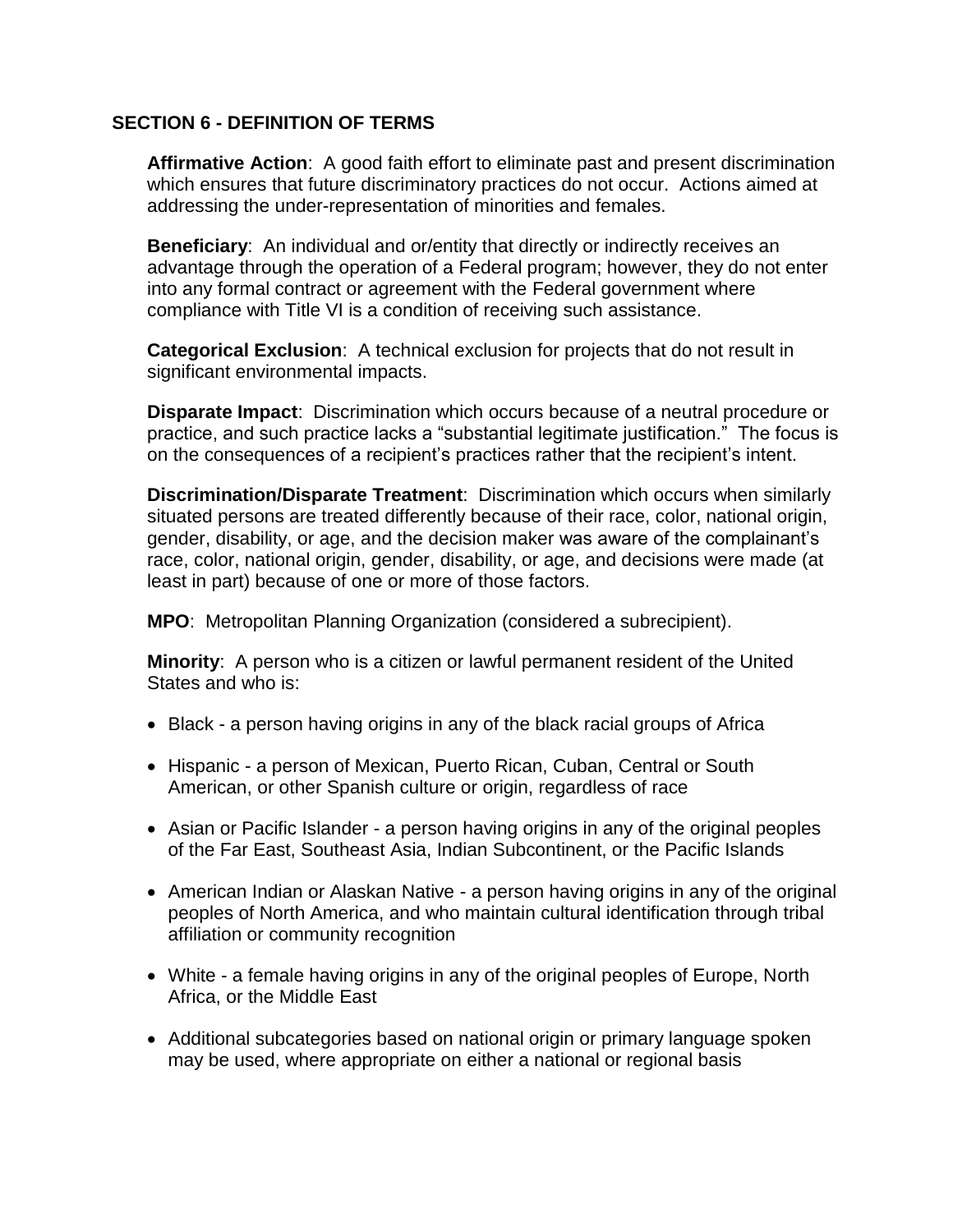## SECTION 6 - DEFINITION OF TERMS

**Affirmative Action**: A good faith effort to eliminate past and present discrimination which ensures that future discriminatory practices do not occur. Actions aimed at addressing the under-representation of minorities and females.

**Beneficiary**: An individual and or/entity that directly or indirectly receives an advantage through the operation of a Federal program; however, they do not enter into any formal contract or agreement with the Federal government where compliance with Title VI is a condition of receiving such assistance.

**Categorical Exclusion**: A technical exclusion for projects that do not result in significant environmental impacts.

**Disparate Impact**: Discrimination which occurs because of a neutral procedure or practice, and such practice lacks a "substantial legitimate justification." The focus is on the consequences of a recipient's practices rather that the recipient's intent.

**Discrimination/Disparate Treatment**: Discrimination which occurs when similarly situated persons are treated differently because of their race, color, national origin, gender, disability, or age, and the decision maker was aware of the complainant's race, color, national origin, gender, disability, or age, and decisions were made (at least in part) because of one or more of those factors.

**MPO**: Metropolitan Planning Organization (considered a subrecipient).

**Minority**: A person who is a citizen or lawful permanent resident of the United States and who is:

- Black - a person having origins in any of the black racial groups of Africa
- Hispanic - a person of Mexican, Puerto Rican, Cuban, Central or South American, or other Spanish culture or origin, regardless of race
- Asian or Pacific Islander - a person having origins in any of the original peoples of the Far East, Southeast Asia, Indian Subcontinent, or the Pacific Islands
- American Indian or Alaskan Native - a person having origins in any of the original peoples of North America, and who maintain cultural identification through tribal affiliation or community recognition
- White - a female having origins in any of the original peoples of Europe, North Africa, or the Middle East
- Additional subcategories based on national origin or primary language spoken may be used, where appropriate on either a national or regional basis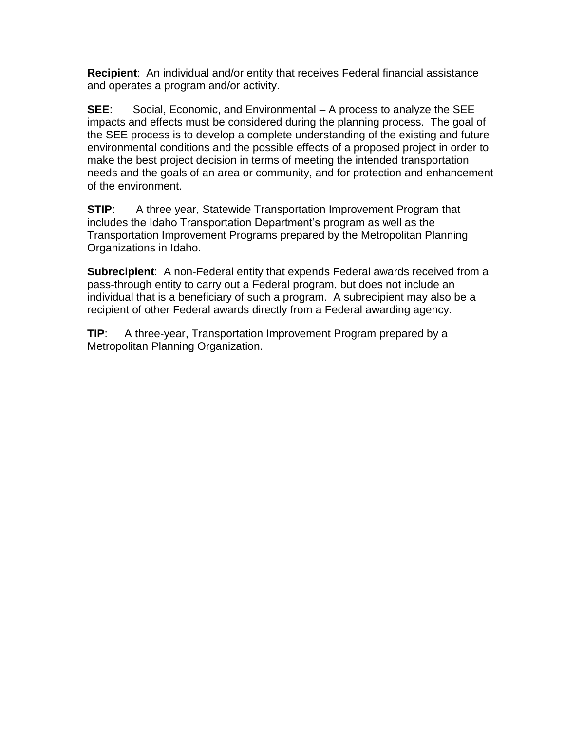**Recipient**:  An individual and/or entity that receives Federal financial assistance and operates a program and/or activity.

**SEE**:  Social, Economic, and Environmental – A process to analyze the SEE impacts and effects must be considered during the planning process.  The goal of the SEE process is to develop a complete understanding of the existing and future environmental conditions and the possible effects of a proposed project in order to make the best project decision in terms of meeting the intended transportation needs and the goals of an area or community, and for protection and enhancement of the environment.

**STIP**:  A three year, Statewide Transportation Improvement Program that includes the Idaho Transportation Department's program as well as the Transportation Improvement Programs prepared by the Metropolitan Planning Organizations in Idaho.

**Subrecipient**:  A non-Federal entity that expends Federal awards received from a pass-through entity to carry out a Federal program, but does not include an individual that is a beneficiary of such a program.  A subrecipient may also be a recipient of other Federal awards directly from a Federal awarding agency.

**TIP**:  A three-year, Transportation Improvement Program prepared by a Metropolitan Planning Organization.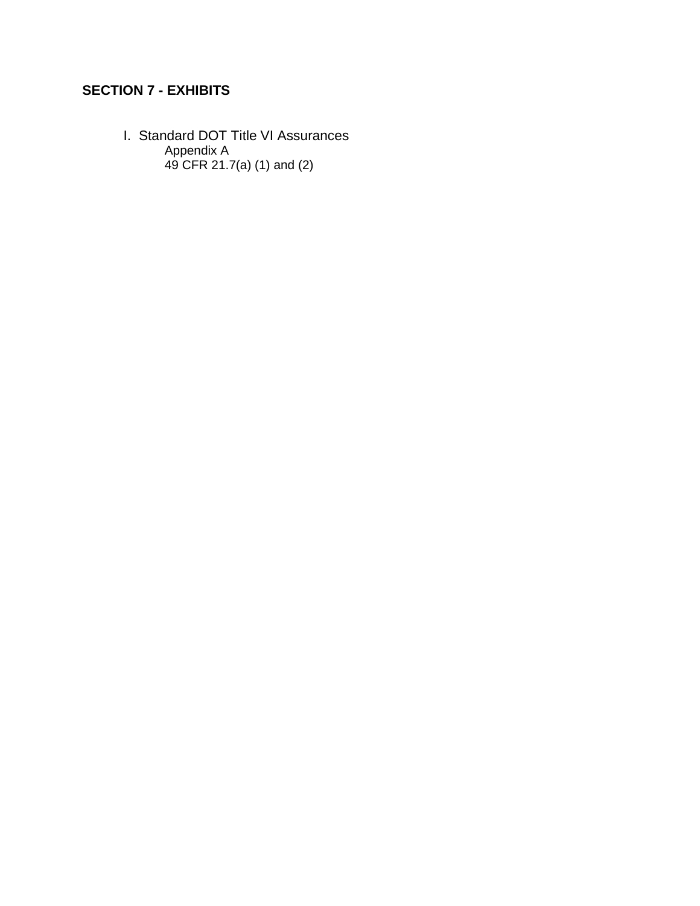## SECTION 7 - EXHIBITS

I. Standard DOT Title VI Assurances
   Appendix A
   49 CFR 21.7(a) (1) and (2)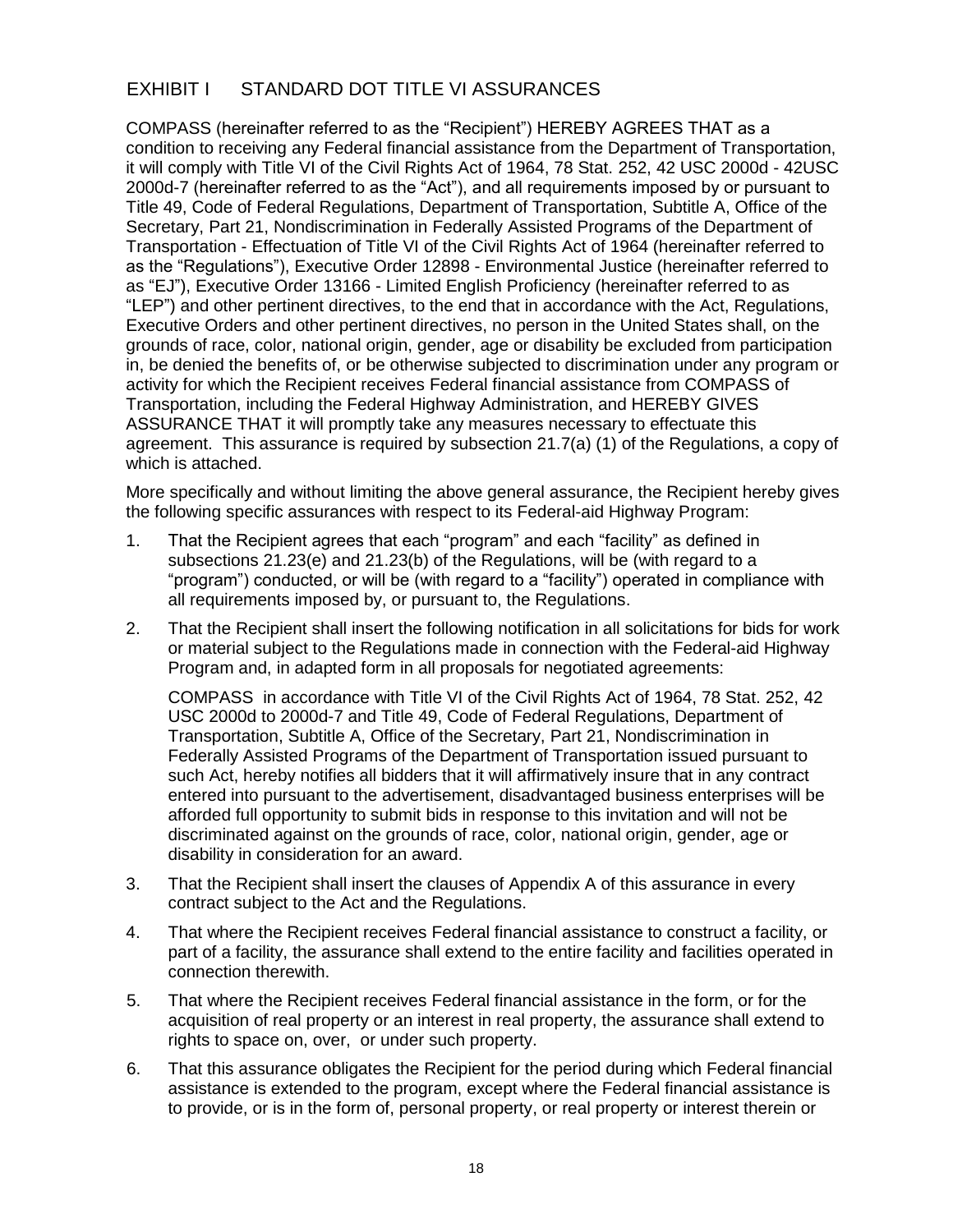## EXHIBIT I STANDARD DOT TITLE VI ASSURANCES

COMPASS (hereinafter referred to as the "Recipient") HEREBY AGREES THAT as a condition to receiving any Federal financial assistance from the Department of Transportation, it will comply with Title VI of the Civil Rights Act of 1964, 78 Stat. 252, 42 USC 2000d - 42USC 2000d-7 (hereinafter referred to as the "Act"), and all requirements imposed by or pursuant to Title 49, Code of Federal Regulations, Department of Transportation, Subtitle A, Office of the Secretary, Part 21, Nondiscrimination in Federally Assisted Programs of the Department of Transportation - Effectuation of Title VI of the Civil Rights Act of 1964 (hereinafter referred to as the "Regulations"), Executive Order 12898 - Environmental Justice (hereinafter referred to as "EJ"), Executive Order 13166 - Limited English Proficiency (hereinafter referred to as "LEP") and other pertinent directives, to the end that in accordance with the Act, Regulations, Executive Orders and other pertinent directives, no person in the United States shall, on the grounds of race, color, national origin, gender, age or disability be excluded from participation in, be denied the benefits of, or be otherwise subjected to discrimination under any program or activity for which the Recipient receives Federal financial assistance from COMPASS of Transportation, including the Federal Highway Administration, and HEREBY GIVES ASSURANCE THAT it will promptly take any measures necessary to effectuate this agreement. This assurance is required by subsection 21.7(a) (1) of the Regulations, a copy of which is attached.

More specifically and without limiting the above general assurance, the Recipient hereby gives the following specific assurances with respect to its Federal-aid Highway Program:

1. That the Recipient agrees that each "program" and each "facility" as defined in subsections 21.23(e) and 21.23(b) of the Regulations, will be (with regard to a "program") conducted, or will be (with regard to a "facility") operated in compliance with all requirements imposed by, or pursuant to, the Regulations.

2. That the Recipient shall insert the following notification in all solicitations for bids for work or material subject to the Regulations made in connection with the Federal-aid Highway Program and, in adapted form in all proposals for negotiated agreements:

   COMPASS in accordance with Title VI of the Civil Rights Act of 1964, 78 Stat. 252, 42 USC 2000d to 2000d-7 and Title 49, Code of Federal Regulations, Department of Transportation, Subtitle A, Office of the Secretary, Part 21, Nondiscrimination in Federally Assisted Programs of the Department of Transportation issued pursuant to such Act, hereby notifies all bidders that it will affirmatively insure that in any contract entered into pursuant to the advertisement, disadvantaged business enterprises will be afforded full opportunity to submit bids in response to this invitation and will not be discriminated against on the grounds of race, color, national origin, gender, age or disability in consideration for an award.

3. That the Recipient shall insert the clauses of Appendix A of this assurance in every contract subject to the Act and the Regulations.

4. That where the Recipient receives Federal financial assistance to construct a facility, or part of a facility, the assurance shall extend to the entire facility and facilities operated in connection therewith.

5. That where the Recipient receives Federal financial assistance in the form, or for the acquisition of real property or an interest in real property, the assurance shall extend to rights to space on, over, or under such property.

6. That this assurance obligates the Recipient for the period during which Federal financial assistance is extended to the program, except where the Federal financial assistance is to provide, or is in the form of, personal property, or real property or interest therein or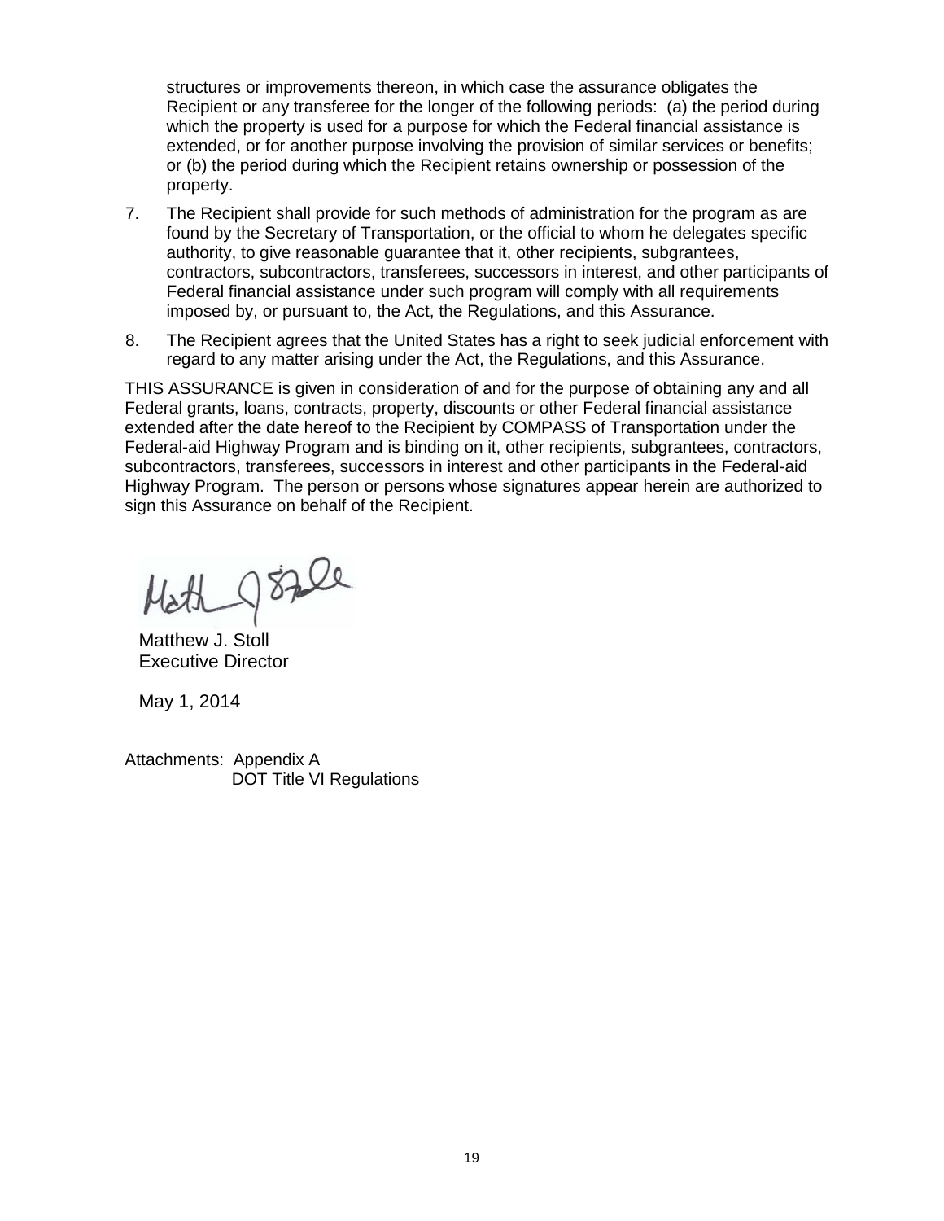structures or improvements thereon, in which case the assurance obligates the Recipient or any transferee for the longer of the following periods: (a) the period during which the property is used for a purpose for which the Federal financial assistance is extended, or for another purpose involving the provision of similar services or benefits; or (b) the period during which the Recipient retains ownership or possession of the property.

7. The Recipient shall provide for such methods of administration for the program as are found by the Secretary of Transportation, or the official to whom he delegates specific authority, to give reasonable guarantee that it, other recipients, subgrantees, contractors, subcontractors, transferees, successors in interest, and other participants of Federal financial assistance under such program will comply with all requirements imposed by, or pursuant to, the Act, the Regulations, and this Assurance.

8. The Recipient agrees that the United States has a right to seek judicial enforcement with regard to any matter arising under the Act, the Regulations, and this Assurance.

THIS ASSURANCE is given in consideration of and for the purpose of obtaining any and all Federal grants, loans, contracts, property, discounts or other Federal financial assistance extended after the date hereof to the Recipient by COMPASS of Transportation under the Federal-aid Highway Program and is binding on it, other recipients, subgrantees, contractors, subcontractors, transferees, successors in interest and other participants in the Federal-aid Highway Program. The person or persons whose signatures appear herein are authorized to sign this Assurance on behalf of the Recipient.

Matthew J. Stoll
Executive Director

May 1, 2014

Attachments: Appendix A
DOT Title VI Regulations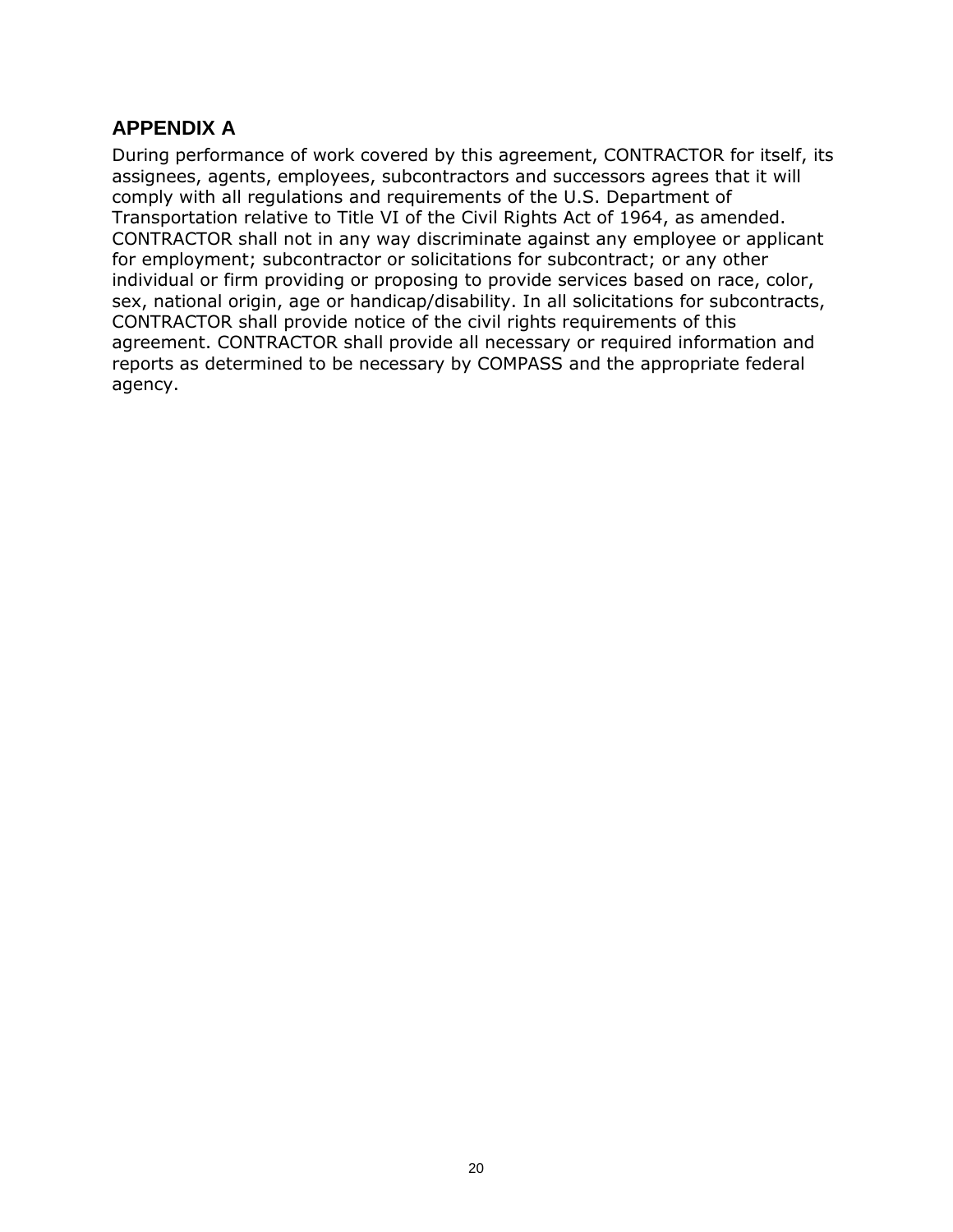## APPENDIX A

During performance of work covered by this agreement, CONTRACTOR for itself, its assignees, agents, employees, subcontractors and successors agrees that it will comply with all regulations and requirements of the U.S. Department of Transportation relative to Title VI of the Civil Rights Act of 1964, as amended. CONTRACTOR shall not in any way discriminate against any employee or applicant for employment; subcontractor or solicitations for subcontract; or any other individual or firm providing or proposing to provide services based on race, color, sex, national origin, age or handicap/disability. In all solicitations for subcontracts, CONTRACTOR shall provide notice of the civil rights requirements of this agreement. CONTRACTOR shall provide all necessary or required information and reports as determined to be necessary by COMPASS and the appropriate federal agency.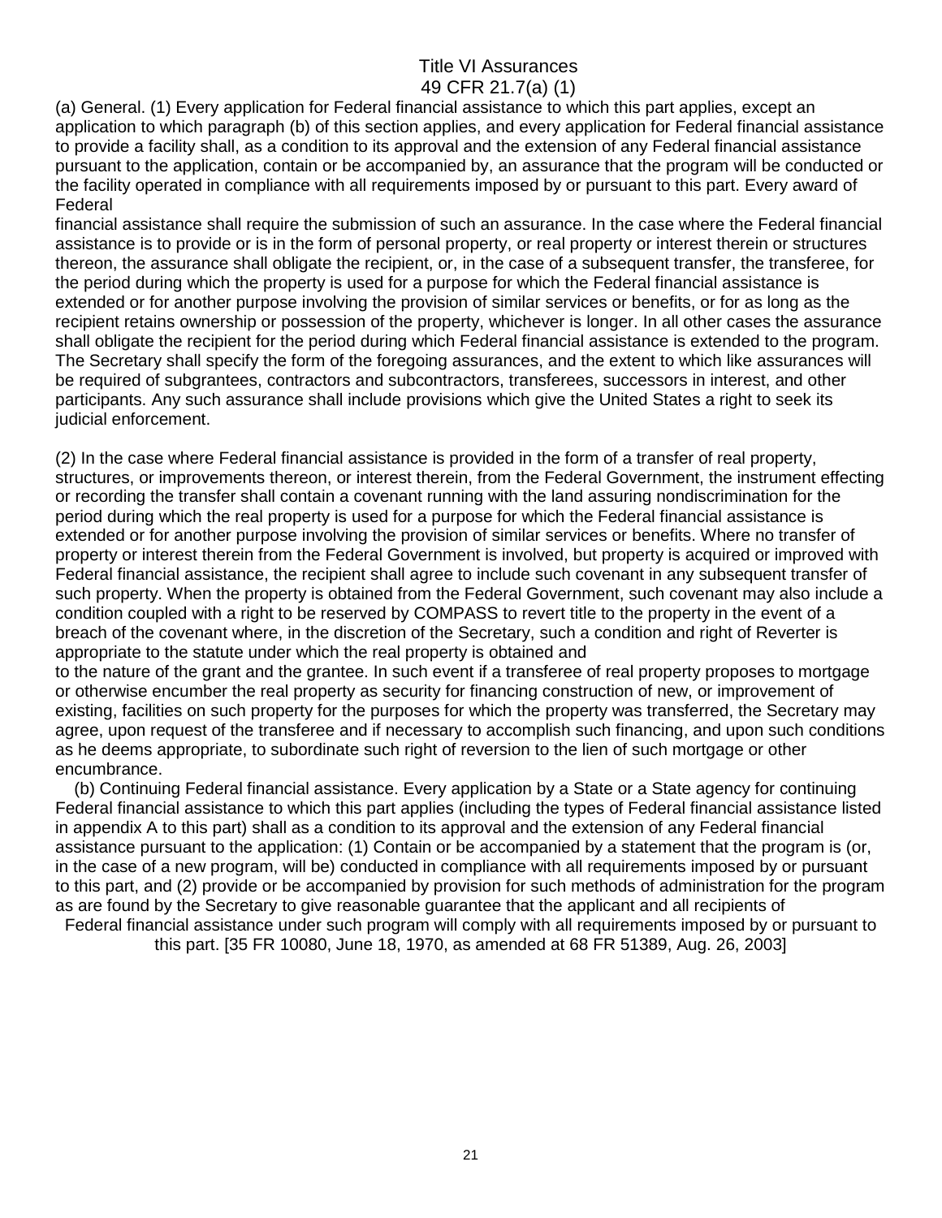# Title VI Assurances
## 49 CFR 21.7(a) (1)

(a) General. (1) Every application for Federal financial assistance to which this part applies, except an application to which paragraph (b) of this section applies, and every application for Federal financial assistance to provide a facility shall, as a condition to its approval and the extension of any Federal financial assistance pursuant to the application, contain or be accompanied by, an assurance that the program will be conducted or the facility operated in compliance with all requirements imposed by or pursuant to this part. Every award of Federal financial assistance shall require the submission of such an assurance. In the case where the Federal financial assistance is to provide or is in the form of personal property, or real property or interest therein or structures thereon, the assurance shall obligate the recipient, or, in the case of a subsequent transfer, the transferee, for the period during which the property is used for a purpose for which the Federal financial assistance is extended or for another purpose involving the provision of similar services or benefits, or for as long as the recipient retains ownership or possession of the property, whichever is longer. In all other cases the assurance shall obligate the recipient for the period during which Federal financial assistance is extended to the program. The Secretary shall specify the form of the foregoing assurances, and the extent to which like assurances will be required of subgrantees, contractors and subcontractors, transferees, successors in interest, and other participants. Any such assurance shall include provisions which give the United States a right to seek its judicial enforcement.

(2) In the case where Federal financial assistance is provided in the form of a transfer of real property, structures, or improvements thereon, or interest therein, from the Federal Government, the instrument effecting or recording the transfer shall contain a covenant running with the land assuring nondiscrimination for the period during which the real property is used for a purpose for which the Federal financial assistance is extended or for another purpose involving the provision of similar services or benefits. Where no transfer of property or interest therein from the Federal Government is involved, but property is acquired or improved with Federal financial assistance, the recipient shall agree to include such covenant in any subsequent transfer of such property. When the property is obtained from the Federal Government, such covenant may also include a condition coupled with a right to be reserved by COMPASS to revert title to the property in the event of a breach of the covenant where, in the discretion of the Secretary, such a condition and right of Reverter is appropriate to the statute under which the real property is obtained and to the nature of the grant and the grantee. In such event if a transferee of real property proposes to mortgage or otherwise encumber the real property as security for financing construction of new, or improvement of existing, facilities on such property for the purposes for which the property was transferred, the Secretary may agree, upon request of the transferee and if necessary to accomplish such financing, and upon such conditions as he deems appropriate, to subordinate such right of reversion to the lien of such mortgage or other encumbrance.

(b) Continuing Federal financial assistance. Every application by a State or a State agency for continuing Federal financial assistance to which this part applies (including the types of Federal financial assistance listed in appendix A to this part) shall as a condition to its approval and the extension of any Federal financial assistance pursuant to the application: (1) Contain or be accompanied by a statement that the program is (or, in the case of a new program, will be) conducted in compliance with all requirements imposed by or pursuant to this part, and (2) provide or be accompanied by provision for such methods of administration for the program as are found by the Secretary to give reasonable guarantee that the applicant and all recipients of Federal financial assistance under such program will comply with all requirements imposed by or pursuant to this part. [35 FR 10080, June 18, 1970, as amended at 68 FR 51389, Aug. 26, 2003]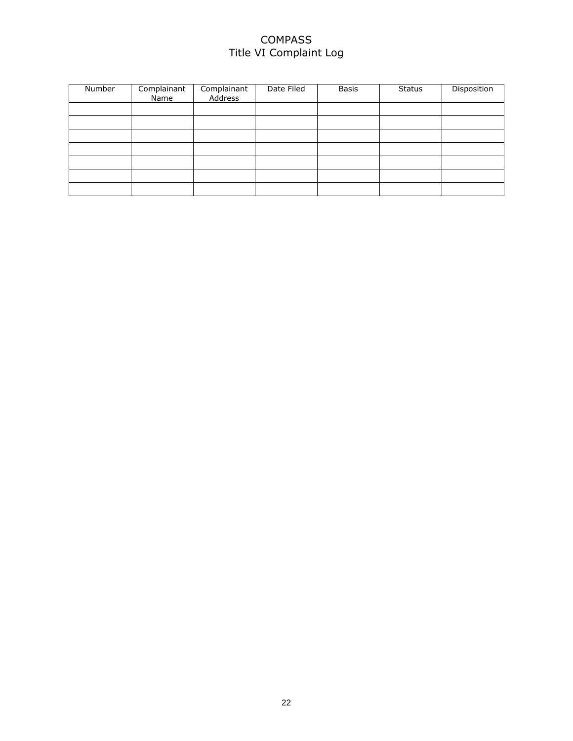# COMPASS
## Title VI Complaint Log

| Number | Complainant Name | Complainant Address | Date Filed | Basis | Status | Disposition |
|---|---|---|---|---|---|---|
| | | | | | | |
| | | | | | | |
| | | | | | | |
| | | | | | | |
| | | | | | | |
| | | | | | | |
| | | | | | | |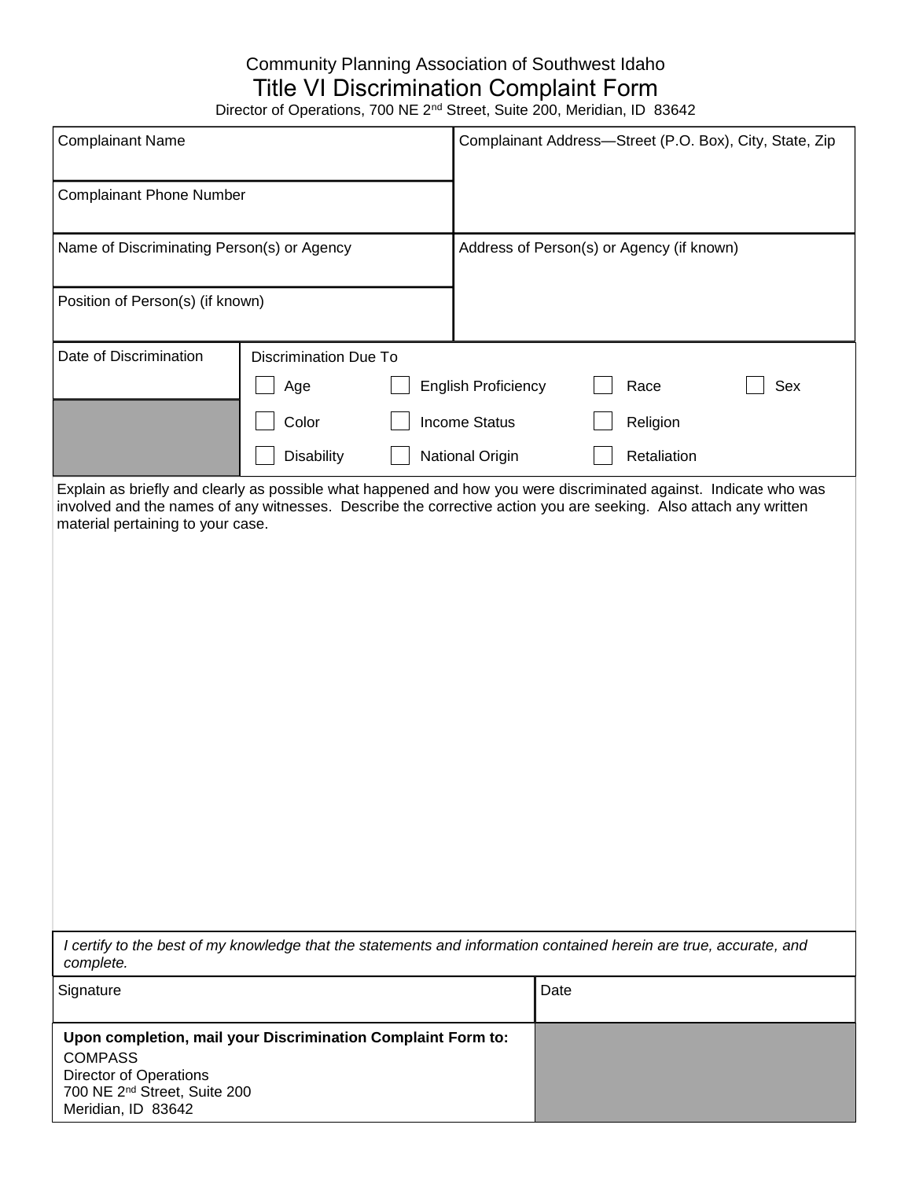Community Planning Association of Southwest Idaho

# Title VI Discrimination Complaint Form

Director of Operations, 700 NE 2nd Street, Suite 200, Meridian, ID 83642

| | |
|---|---|
| Complainant Name | Complainant Address—Street (P.O. Box), City, State, Zip |
| Complainant Phone Number | |
| Name of Discriminating Person(s) or Agency | Address of Person(s) or Agency (if known) |
| Position of Person(s) (if known) | |

| | | | | |
|---|---|---|---|---|
| Date of Discrimination | Discrimination Due To | | | |
| | ☐ Age | ☐ English Proficiency | ☐ Race | ☐ Sex |
| | ☐ Color | ☐ Income Status | ☐ Religion | |
| | ☐ Disability | ☐ National Origin | ☐ Retaliation | |

Explain as briefly and clearly as possible what happened and how you were discriminated against. Indicate who was involved and the names of any witnesses. Describe the corrective action you are seeking. Also attach any written material pertaining to your case.

*I certify to the best of my knowledge that the statements and information contained herein are true, accurate, and complete.*

| | |
|---|---|
| Signature | Date |

**Upon completion, mail your Discrimination Complaint Form to:**

COMPASS
Director of Operations
700 NE 2nd Street, Suite 200
Meridian, ID 83642